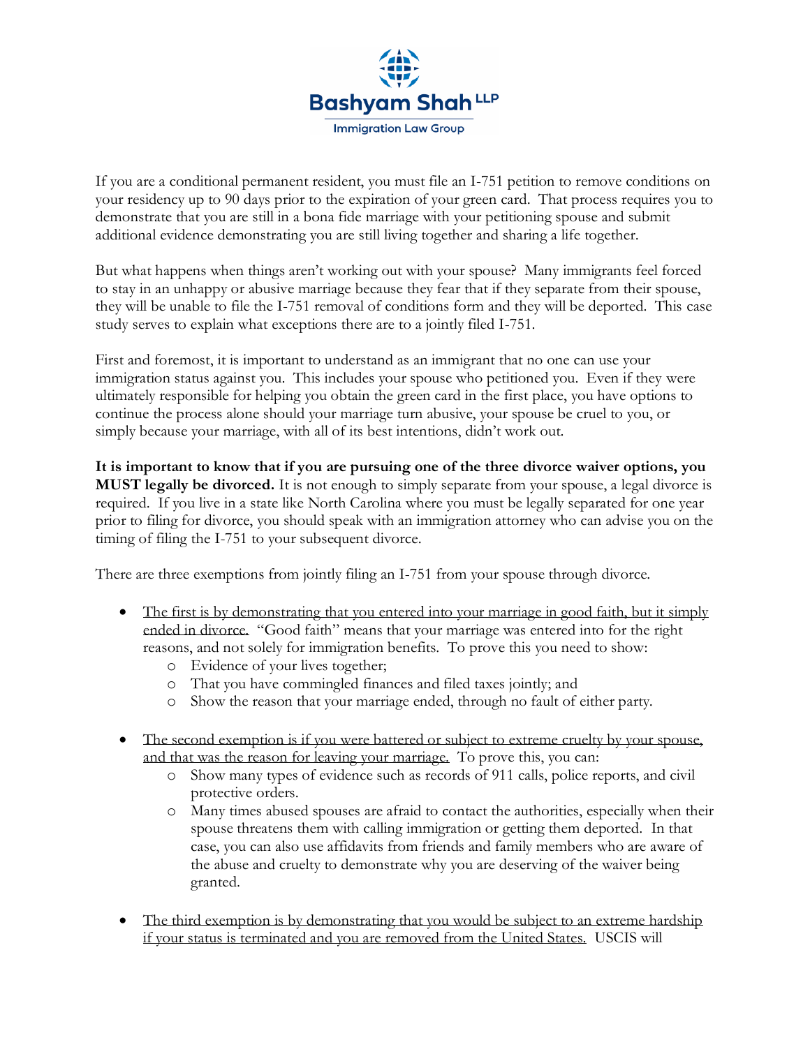Bashyam Shah LLP

Immigration Law Group

If you are a conditional permanent resident, you must file an I-751 petition to remove conditions on your residency up to 90 days prior to the expiration of your green card. That process requires you to demonstrate that you are still in a bona fide marriage with your petitioning spouse and submit additional evidence demonstrating you are still living together and sharing a life together.

But what happens when things aren't working out with your spouse? Many immigrants feel forced to stay in an unhappy or abusive marriage because they fear that if they separate from their spouse, they will be unable to file the I-751 removal of conditions form and they will be deported. This case study serves to explain what exceptions there are to a jointly filed I-751.

First and foremost, it is important to understand as an immigrant that no one can use your immigration status against you. This includes your spouse who petitioned you. Even if they were ultimately responsible for helping you obtain the green card in the first place, you have options to continue the process alone should your marriage turn abusive, your spouse be cruel to you, or simply because your marriage, with all of its best intentions, didn't work out.

**It is important to know that if you are pursuing one of the three divorce waiver options, you MUST legally be divorced.** It is not enough to simply separate from your spouse, a legal divorce is required. If you live in a state like North Carolina where you must be legally separated for one year prior to filing for divorce, you should speak with an immigration attorney who can advise you on the timing of filing the I-751 to your subsequent divorce.

There are three exemptions from jointly filing an I-751 from your spouse through divorce.

- <u>The first is by demonstrating that you entered into your marriage in good faith, but it simply ended in divorce.</u> "Good faith" means that your marriage was entered into for the right reasons, and not solely for immigration benefits. To prove this you need to show:
  - Evidence of your lives together;
  - That you have commingled finances and filed taxes jointly; and
  - Show the reason that your marriage ended, through no fault of either party.

- <u>The second exemption is if you were battered or subject to extreme cruelty by your spouse, and that was the reason for leaving your marriage.</u> To prove this, you can:
  - Show many types of evidence such as records of 911 calls, police reports, and civil protective orders.
  - Many times abused spouses are afraid to contact the authorities, especially when their spouse threatens them with calling immigration or getting them deported. In that case, you can also use affidavits from friends and family members who are aware of the abuse and cruelty to demonstrate why you are deserving of the waiver being granted.

- <u>The third exemption is by demonstrating that you would be subject to an extreme hardship if your status is terminated and you are removed from the United States.</u> USCIS will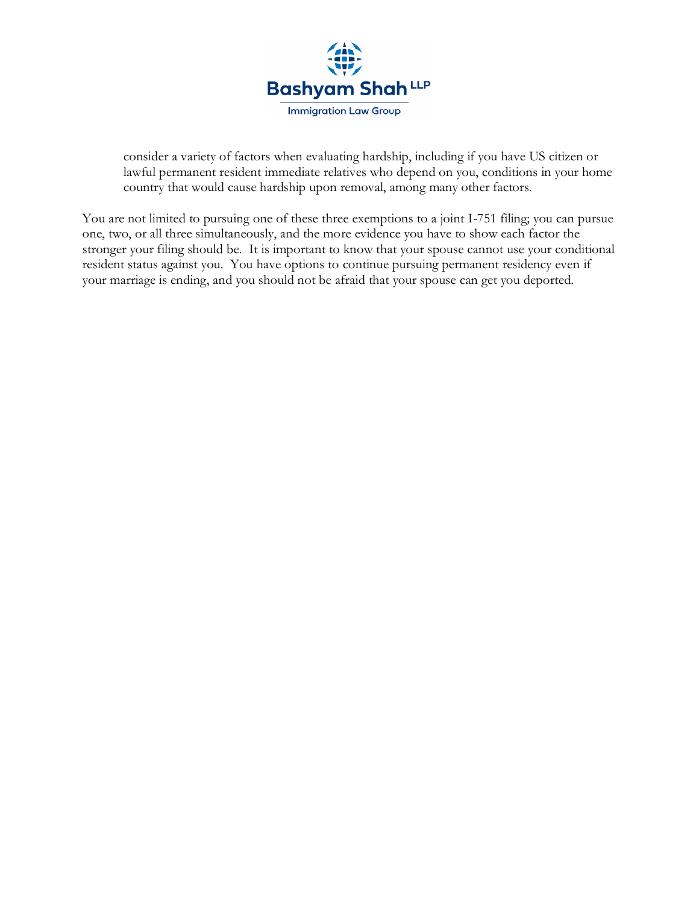consider a variety of factors when evaluating hardship, including if you have US citizen or lawful permanent resident immediate relatives who depend on you, conditions in your home country that would cause hardship upon removal, among many other factors.

You are not limited to pursuing one of these three exemptions to a joint I-751 filing; you can pursue one, two, or all three simultaneously, and the more evidence you have to show each factor the stronger your filing should be. It is important to know that your spouse cannot use your conditional resident status against you. You have options to continue pursuing permanent residency even if your marriage is ending, and you should not be afraid that your spouse can get you deported.